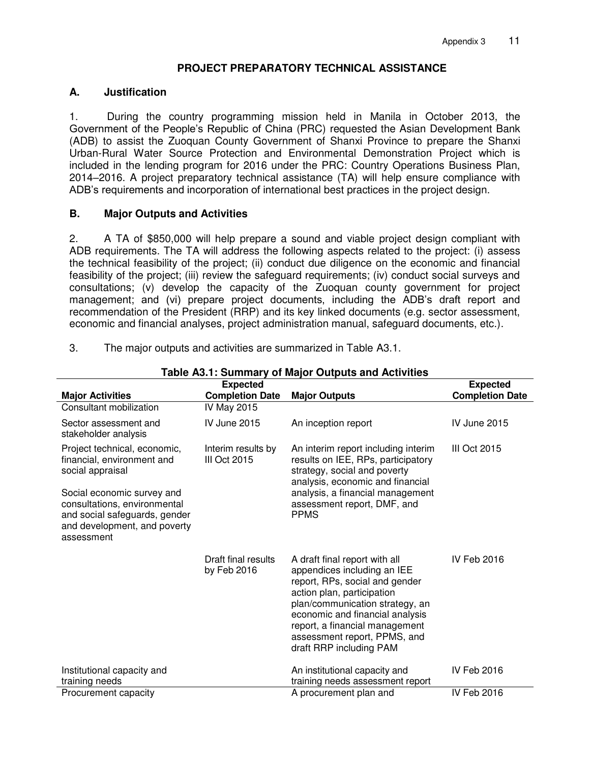## PROJECT PREPARATORY TECHNICAL ASSISTANCE

### A. Justification

1. During the country programming mission held in Manila in October 2013, the Government of the People's Republic of China (PRC) requested the Asian Development Bank (ADB) to assist the Zuoquan County Government of Shanxi Province to prepare the Shanxi Urban-Rural Water Source Protection and Environmental Demonstration Project which is included in the lending program for 2016 under the PRC: Country Operations Business Plan, 2014–2016. A project preparatory technical assistance (TA) will help ensure compliance with ADB's requirements and incorporation of international best practices in the project design.

### B. Major Outputs and Activities

2. A TA of $850,000 will help prepare a sound and viable project design compliant with ADB requirements. The TA will address the following aspects related to the project: (i) assess the technical feasibility of the project; (ii) conduct due diligence on the economic and financial feasibility of the project; (iii) review the safeguard requirements; (iv) conduct social surveys and consultations; (v) develop the capacity of the Zuoquan county government for project management; and (vi) prepare project documents, including the ADB's draft report and recommendation of the President (RRP) and its key linked documents (e.g. sector assessment, economic and financial analyses, project administration manual, safeguard documents, etc.).

3. The major outputs and activities are summarized in Table A3.1.

**Table A3.1: Summary of Major Outputs and Activities**

| Major Activities | Expected Completion Date | Major Outputs | Expected Completion Date |
|---|---|---|---|
| Consultant mobilization | IV May 2015 | | |
| Sector assessment and stakeholder analysis | IV June 2015 | An inception report | IV June 2015 |
| Project technical, economic, financial, environment and social appraisal<br><br>Social economic survey and consultations, environmental and social safeguards, gender and development, and poverty assessment | Interim results by III Oct 2015 | An interim report including interim results on IEE, RPs, participatory strategy, social and poverty analysis, economic and financial analysis, a financial management assessment report, DMF, and PPMS | III Oct 2015 |
| | Draft final results by Feb 2016 | A draft final report with all appendices including an IEE report, RPs, social and gender action plan, participation plan/communication strategy, an economic and financial analysis report, a financial management assessment report, PPMS, and draft RRP including PAM | IV Feb 2016 |
| Institutional capacity and training needs | | An institutional capacity and training needs assessment report | IV Feb 2016 |
| Procurement capacity | | A procurement plan and | IV Feb 2016 |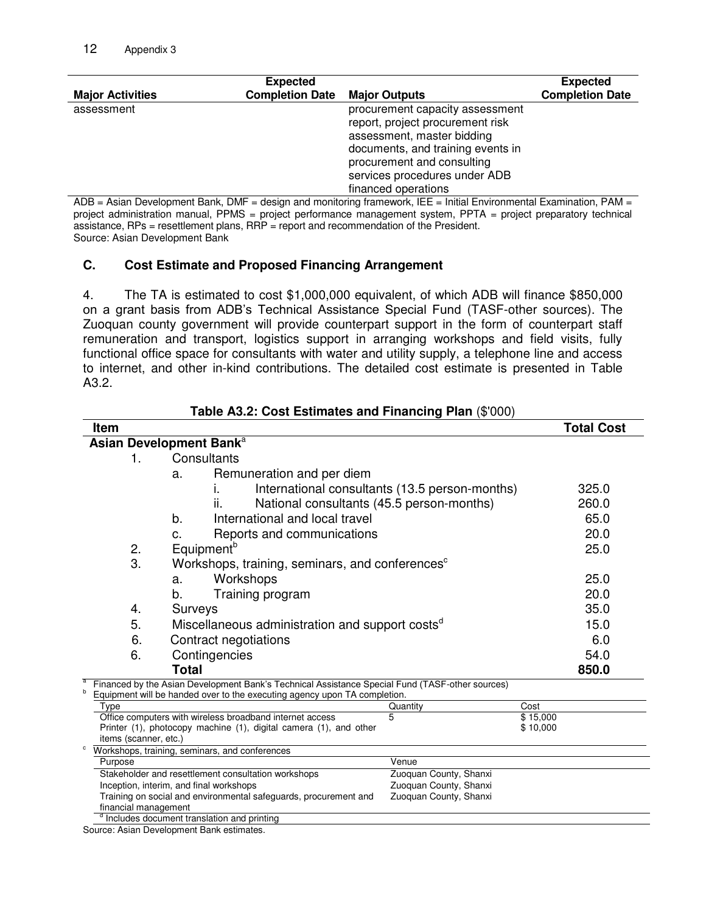| Major Activities | Expected Completion Date | Major Outputs | Expected Completion Date |
|---|---|---|---|
| assessment | | procurement capacity assessment report, project procurement risk assessment, master bidding documents, and training events in procurement and consulting services procedures under ADB financed operations | |

ADB = Asian Development Bank, DMF = design and monitoring framework, IEE = Initial Environmental Examination, PAM = project administration manual, PPMS = project performance management system, PPTA = project preparatory technical assistance, RPs = resettlement plans, RRP = report and recommendation of the President.
Source: Asian Development Bank

### C. Cost Estimate and Proposed Financing Arrangement

4. The TA is estimated to cost $1,000,000 equivalent, of which ADB will finance $850,000 on a grant basis from ADB's Technical Assistance Special Fund (TASF-other sources). The Zuoquan county government will provide counterpart support in the form of counterpart staff remuneration and transport, logistics support in arranging workshops and field visits, fully functional office space for consultants with water and utility supply, a telephone line and access to internet, and other in-kind contributions. The detailed cost estimate is presented in Table A3.2.

**Table A3.2: Cost Estimates and Financing Plan** ($'000)

| Item | Total Cost |
|---|---|
| **Asian Development Bank**[a] | |
| 1. Consultants | |
| a. Remuneration and per diem | |
| i. International consultants (13.5 person-months) | 325.0 |
| ii. National consultants (45.5 person-months) | 260.0 |
| b. International and local travel | 65.0 |
| c. Reports and communications | 20.0 |
| 2. Equipment[b] | 25.0 |
| 3. Workshops, training, seminars, and conferences[c] | |
| a. Workshops | 25.0 |
| b. Training program | 20.0 |
| 4. Surveys | 35.0 |
| 5. Miscellaneous administration and support costs[d] | 15.0 |
| 6. Contract negotiations | 6.0 |
| 6. Contingencies | 54.0 |
| **Total** | **850.0** |

[a] Financed by the Asian Development Bank's Technical Assistance Special Fund (TASF-other sources)

[b] Equipment will be handed over to the executing agency upon TA completion.

| Type | Quantity | Cost |
|---|---|---|
| Office computers with wireless broadband internet access | 5 | $ 15,000 |
| Printer (1), photocopy machine (1), digital camera (1), and other items (scanner, etc.) | | $ 10,000 |

[c] Workshops, training, seminars, and conferences

| Purpose | Venue |
|---|---|
| Stakeholder and resettlement consultation workshops | Zuoquan County, Shanxi |
| Inception, interim, and final workshops | Zuoquan County, Shanxi |
| Training on social and environmental safeguards, procurement and financial management | Zuoquan County, Shanxi |

[d] Includes document translation and printing

Source: Asian Development Bank estimates.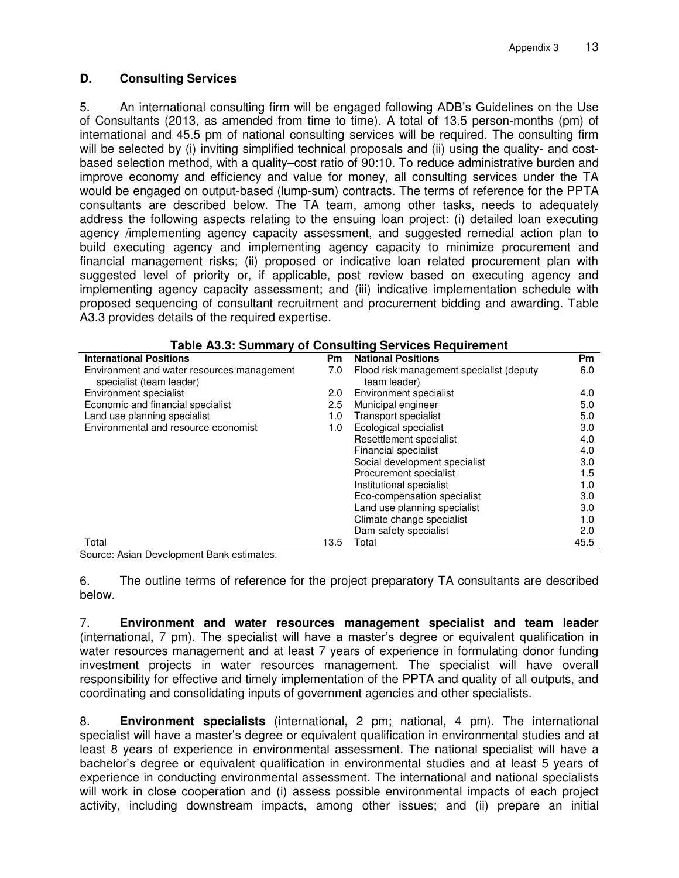### D. Consulting Services

5. An international consulting firm will be engaged following ADB's Guidelines on the Use of Consultants (2013, as amended from time to time). A total of 13.5 person-months (pm) of international and 45.5 pm of national consulting services will be required. The consulting firm will be selected by (i) inviting simplified technical proposals and (ii) using the quality- and cost-based selection method, with a quality–cost ratio of 90:10. To reduce administrative burden and improve economy and efficiency and value for money, all consulting services under the TA would be engaged on output-based (lump-sum) contracts. The terms of reference for the PPTA consultants are described below. The TA team, among other tasks, needs to adequately address the following aspects relating to the ensuing loan project: (i) detailed loan executing agency /implementing agency capacity assessment, and suggested remedial action plan to build executing agency and implementing agency capacity to minimize procurement and financial management risks; (ii) proposed or indicative loan related procurement plan with suggested level of priority or, if applicable, post review based on executing agency and implementing agency capacity assessment; and (iii) indicative implementation schedule with proposed sequencing of consultant recruitment and procurement bidding and awarding. Table A3.3 provides details of the required expertise.

**Table A3.3: Summary of Consulting Services Requirement**

| International Positions | Pm | National Positions | Pm |
|---|---|---|---|
| Environment and water resources management specialist (team leader) | 7.0 | Flood risk management specialist (deputy team leader) | 6.0 |
| Environment specialist | 2.0 | Environment specialist | 4.0 |
| Economic and financial specialist | 2.5 | Municipal engineer | 5.0 |
| Land use planning specialist | 1.0 | Transport specialist | 5.0 |
| Environmental and resource economist | 1.0 | Ecological specialist | 3.0 |
| | | Resettlement specialist | 4.0 |
| | | Financial specialist | 4.0 |
| | | Social development specialist | 3.0 |
| | | Procurement specialist | 1.5 |
| | | Institutional specialist | 1.0 |
| | | Eco-compensation specialist | 3.0 |
| | | Land use planning specialist | 3.0 |
| | | Climate change specialist | 1.0 |
| | | Dam safety specialist | 2.0 |
| Total | 13.5 | Total | 45.5 |

Source: Asian Development Bank estimates.

6. The outline terms of reference for the project preparatory TA consultants are described below.

7. **Environment and water resources management specialist and team leader** (international, 7 pm). The specialist will have a master's degree or equivalent qualification in water resources management and at least 7 years of experience in formulating donor funding investment projects in water resources management. The specialist will have overall responsibility for effective and timely implementation of the PPTA and quality of all outputs, and coordinating and consolidating inputs of government agencies and other specialists.

8. **Environment specialists** (international, 2 pm; national, 4 pm). The international specialist will have a master's degree or equivalent qualification in environmental studies and at least 8 years of experience in environmental assessment. The national specialist will have a bachelor's degree or equivalent qualification in environmental studies and at least 5 years of experience in conducting environmental assessment. The international and national specialists will work in close cooperation and (i) assess possible environmental impacts of each project activity, including downstream impacts, among other issues; and (ii) prepare an initial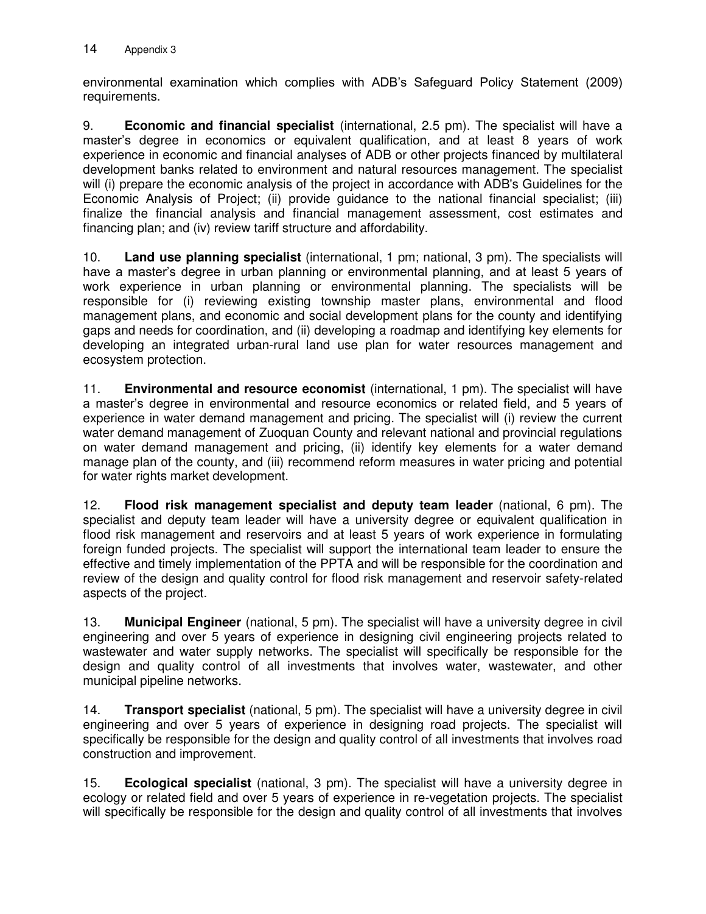environmental examination which complies with ADB's Safeguard Policy Statement (2009) requirements.

9. **Economic and financial specialist** (international, 2.5 pm). The specialist will have a master's degree in economics or equivalent qualification, and at least 8 years of work experience in economic and financial analyses of ADB or other projects financed by multilateral development banks related to environment and natural resources management. The specialist will (i) prepare the economic analysis of the project in accordance with ADB's Guidelines for the Economic Analysis of Project; (ii) provide guidance to the national financial specialist; (iii) finalize the financial analysis and financial management assessment, cost estimates and financing plan; and (iv) review tariff structure and affordability.

10. **Land use planning specialist** (international, 1 pm; national, 3 pm). The specialists will have a master's degree in urban planning or environmental planning, and at least 5 years of work experience in urban planning or environmental planning. The specialists will be responsible for (i) reviewing existing township master plans, environmental and flood management plans, and economic and social development plans for the county and identifying gaps and needs for coordination, and (ii) developing a roadmap and identifying key elements for developing an integrated urban-rural land use plan for water resources management and ecosystem protection.

11. **Environmental and resource economist** (international, 1 pm). The specialist will have a master's degree in environmental and resource economics or related field, and 5 years of experience in water demand management and pricing. The specialist will (i) review the current water demand management of Zuoquan County and relevant national and provincial regulations on water demand management and pricing, (ii) identify key elements for a water demand manage plan of the county, and (iii) recommend reform measures in water pricing and potential for water rights market development.

12. **Flood risk management specialist and deputy team leader** (national, 6 pm). The specialist and deputy team leader will have a university degree or equivalent qualification in flood risk management and reservoirs and at least 5 years of work experience in formulating foreign funded projects. The specialist will support the international team leader to ensure the effective and timely implementation of the PPTA and will be responsible for the coordination and review of the design and quality control for flood risk management and reservoir safety-related aspects of the project.

13. **Municipal Engineer** (national, 5 pm). The specialist will have a university degree in civil engineering and over 5 years of experience in designing civil engineering projects related to wastewater and water supply networks. The specialist will specifically be responsible for the design and quality control of all investments that involves water, wastewater, and other municipal pipeline networks.

14. **Transport specialist** (national, 5 pm). The specialist will have a university degree in civil engineering and over 5 years of experience in designing road projects. The specialist will specifically be responsible for the design and quality control of all investments that involves road construction and improvement.

15. **Ecological specialist** (national, 3 pm). The specialist will have a university degree in ecology or related field and over 5 years of experience in re-vegetation projects. The specialist will specifically be responsible for the design and quality control of all investments that involves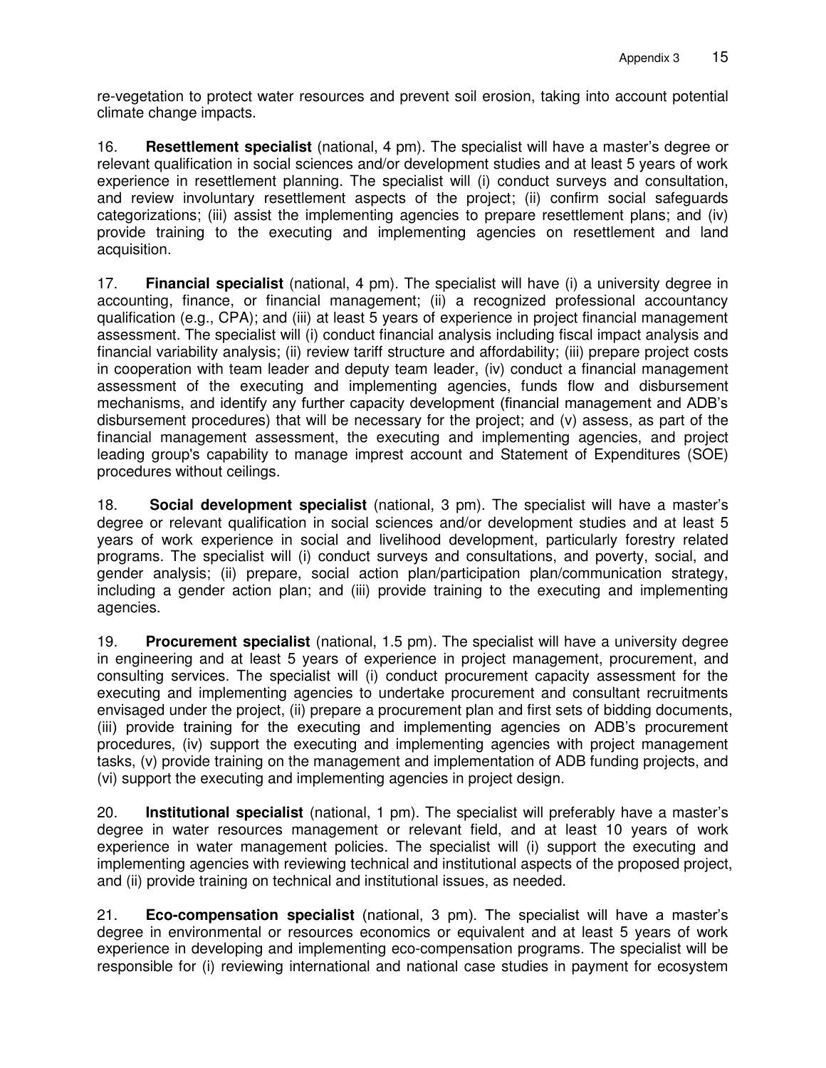re-vegetation to protect water resources and prevent soil erosion, taking into account potential climate change impacts.

16. **Resettlement specialist** (national, 4 pm). The specialist will have a master's degree or relevant qualification in social sciences and/or development studies and at least 5 years of work experience in resettlement planning. The specialist will (i) conduct surveys and consultation, and review involuntary resettlement aspects of the project; (ii) confirm social safeguards categorizations; (iii) assist the implementing agencies to prepare resettlement plans; and (iv) provide training to the executing and implementing agencies on resettlement and land acquisition.

17. **Financial specialist** (national, 4 pm). The specialist will have (i) a university degree in accounting, finance, or financial management; (ii) a recognized professional accountancy qualification (e.g., CPA); and (iii) at least 5 years of experience in project financial management assessment. The specialist will (i) conduct financial analysis including fiscal impact analysis and financial variability analysis; (ii) review tariff structure and affordability; (iii) prepare project costs in cooperation with team leader and deputy team leader, (iv) conduct a financial management assessment of the executing and implementing agencies, funds flow and disbursement mechanisms, and identify any further capacity development (financial management and ADB's disbursement procedures) that will be necessary for the project; and (v) assess, as part of the financial management assessment, the executing and implementing agencies, and project leading group's capability to manage imprest account and Statement of Expenditures (SOE) procedures without ceilings.

18. **Social development specialist** (national, 3 pm). The specialist will have a master's degree or relevant qualification in social sciences and/or development studies and at least 5 years of work experience in social and livelihood development, particularly forestry related programs. The specialist will (i) conduct surveys and consultations, and poverty, social, and gender analysis; (ii) prepare, social action plan/participation plan/communication strategy, including a gender action plan; and (iii) provide training to the executing and implementing agencies.

19. **Procurement specialist** (national, 1.5 pm). The specialist will have a university degree in engineering and at least 5 years of experience in project management, procurement, and consulting services. The specialist will (i) conduct procurement capacity assessment for the executing and implementing agencies to undertake procurement and consultant recruitments envisaged under the project, (ii) prepare a procurement plan and first sets of bidding documents, (iii) provide training for the executing and implementing agencies on ADB's procurement procedures, (iv) support the executing and implementing agencies with project management tasks, (v) provide training on the management and implementation of ADB funding projects, and (vi) support the executing and implementing agencies in project design.

20. **Institutional specialist** (national, 1 pm). The specialist will preferably have a master's degree in water resources management or relevant field, and at least 10 years of work experience in water management policies. The specialist will (i) support the executing and implementing agencies with reviewing technical and institutional aspects of the proposed project, and (ii) provide training on technical and institutional issues, as needed.

21. **Eco-compensation specialist** (national, 3 pm). The specialist will have a master's degree in environmental or resources economics or equivalent and at least 5 years of work experience in developing and implementing eco-compensation programs. The specialist will be responsible for (i) reviewing international and national case studies in payment for ecosystem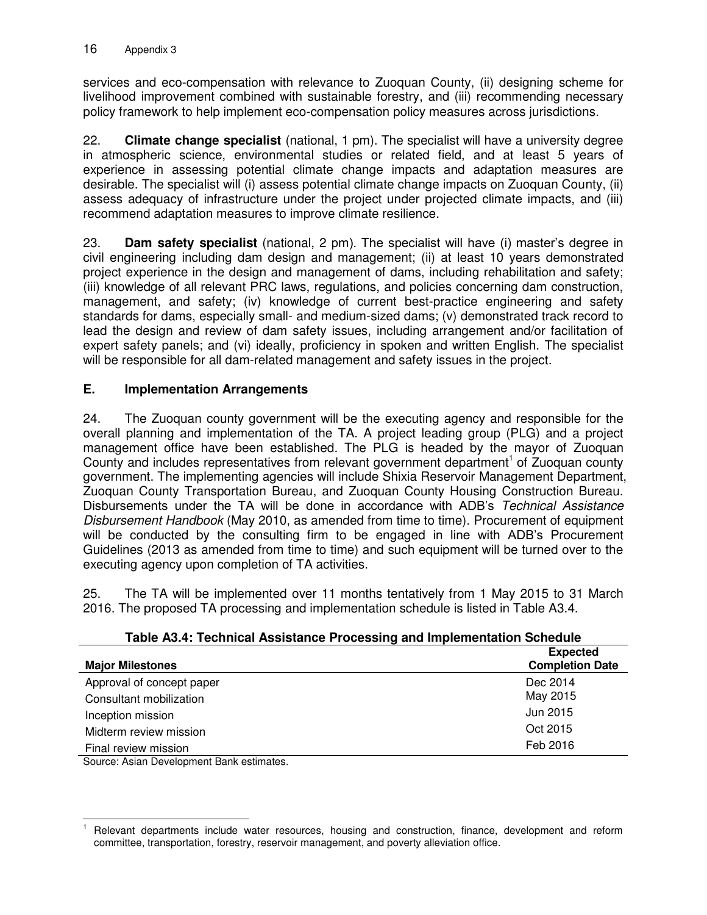services and eco-compensation with relevance to Zuoquan County, (ii) designing scheme for livelihood improvement combined with sustainable forestry, and (iii) recommending necessary policy framework to help implement eco-compensation policy measures across jurisdictions.

22. **Climate change specialist** (national, 1 pm). The specialist will have a university degree in atmospheric science, environmental studies or related field, and at least 5 years of experience in assessing potential climate change impacts and adaptation measures are desirable. The specialist will (i) assess potential climate change impacts on Zuoquan County, (ii) assess adequacy of infrastructure under the project under projected climate impacts, and (iii) recommend adaptation measures to improve climate resilience.

23. **Dam safety specialist** (national, 2 pm). The specialist will have (i) master's degree in civil engineering including dam design and management; (ii) at least 10 years demonstrated project experience in the design and management of dams, including rehabilitation and safety; (iii) knowledge of all relevant PRC laws, regulations, and policies concerning dam construction, management, and safety; (iv) knowledge of current best-practice engineering and safety standards for dams, especially small- and medium-sized dams; (v) demonstrated track record to lead the design and review of dam safety issues, including arrangement and/or facilitation of expert safety panels; and (vi) ideally, proficiency in spoken and written English. The specialist will be responsible for all dam-related management and safety issues in the project.

## E. Implementation Arrangements

24. The Zuoquan county government will be the executing agency and responsible for the overall planning and implementation of the TA. A project leading group (PLG) and a project management office have been established. The PLG is headed by the mayor of Zuoquan County and includes representatives from relevant government department[1] of Zuoquan county government. The implementing agencies will include Shixia Reservoir Management Department, Zuoquan County Transportation Bureau, and Zuoquan County Housing Construction Bureau. Disbursements under the TA will be done in accordance with ADB's *Technical Assistance Disbursement Handbook* (May 2010, as amended from time to time). Procurement of equipment will be conducted by the consulting firm to be engaged in line with ADB's Procurement Guidelines (2013 as amended from time to time) and such equipment will be turned over to the executing agency upon completion of TA activities.

25. The TA will be implemented over 11 months tentatively from 1 May 2015 to 31 March 2016. The proposed TA processing and implementation schedule is listed in Table A3.4.

**Table A3.4: Technical Assistance Processing and Implementation Schedule**

| Major Milestones | Expected Completion Date |
|---|---|
| Approval of concept paper | Dec 2014 |
| Consultant mobilization | May 2015 |
| Inception mission | Jun 2015 |
| Midterm review mission | Oct 2015 |
| Final review mission | Feb 2016 |

Source: Asian Development Bank estimates.

[1] Relevant departments include water resources, housing and construction, finance, development and reform committee, transportation, forestry, reservoir management, and poverty alleviation office.